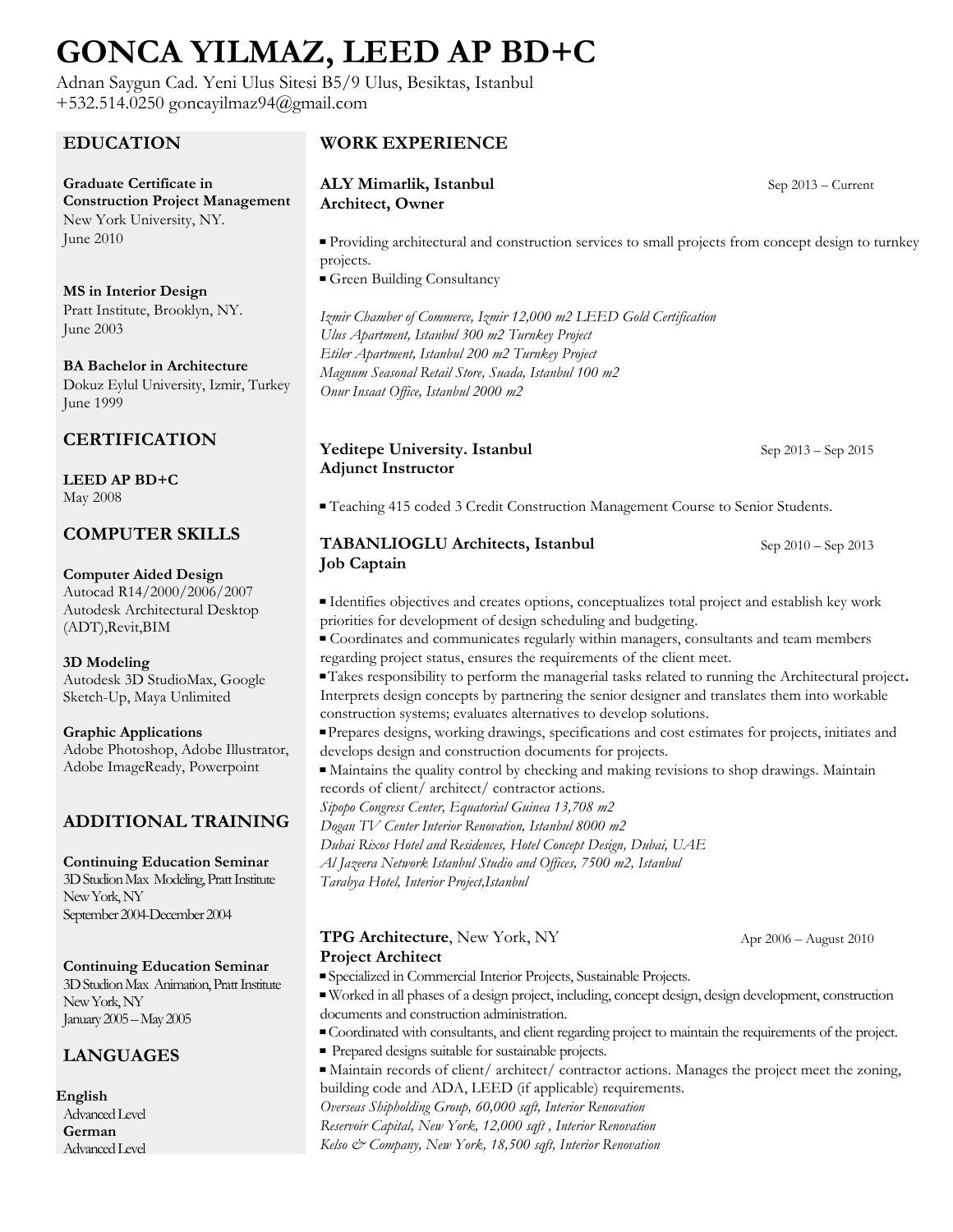# GONCA YILMAZ, LEED AP BD+C

Adnan Saygun Cad. Yeni Ulus Sitesi B5/9 Ulus, Besiktas, Istanbul
+532.514.0250 goncayilmaz94@gmail.com

## EDUCATION

**Graduate Certificate in Construction Project Management**
New York University, NY.
June 2010

**MS in Interior Design**
Pratt Institute, Brooklyn, NY.
June 2003

**BA Bachelor in Architecture**
Dokuz Eylul University, Izmir, Turkey
June 1999

## CERTIFICATION

**LEED AP BD+C**
May 2008

## COMPUTER SKILLS

**Computer Aided Design**
Autocad R14/2000/2006/2007
Autodesk Architectural Desktop (ADT),Revit,BIM

**3D Modeling**
Autodesk 3D StudioMax, Google Sketch-Up, Maya Unlimited

**Graphic Applications**
Adobe Photoshop, Adobe Illustrator, Adobe ImageReady, Powerpoint

## ADDITIONAL TRAINING

**Continuing Education Seminar**
3D Studion Max Modeling, Pratt Institute
New York, NY
September 2004-December 2004

**Continuing Education Seminar**
3D Studion Max Animation, Pratt Institute
New York, NY
January 2005 – May 2005

## LANGUAGES

**English**
Advanced Level
**German**
Advanced Level

## WORK EXPERIENCE

**ALY Mimarlik, Istanbul** Sep 2013 – Current
**Architect, Owner**

- Providing architectural and construction services to small projects from concept design to turnkey projects.
- Green Building Consultancy

*Izmir Chamber of Commerce, Izmir 12,000 m2 LEED Gold Certification*
*Ulus Apartment, Istanbul 300 m2 Turnkey Project*
*Etiler Apartment, Istanbul 200 m2 Turnkey Project*
*Magnum Seasonal Retail Store, Suada, Istanbul 100 m2*
*Onur Insaat Office, Istanbul 2000 m2*

**Yeditepe University. Istanbul** Sep 2013 – Sep 2015
**Adjunct Instructor**

- Teaching 415 coded 3 Credit Construction Management Course to Senior Students.

**TABANLIOGLU Architects, Istanbul** Sep 2010 – Sep 2013
**Job Captain**

- Identifies objectives and creates options, conceptualizes total project and establish key work priorities for development of design scheduling and budgeting.
- Coordinates and communicates regularly within managers, consultants and team members regarding project status, ensures the requirements of the client meet.
- Takes responsibility to perform the managerial tasks related to running the Architectural project. Interprets design concepts by partnering the senior designer and translates them into workable construction systems; evaluates alternatives to develop solutions.
- Prepares designs, working drawings, specifications and cost estimates for projects, initiates and develops design and construction documents for projects.
- Maintains the quality control by checking and making revisions to shop drawings. Maintain records of client/ architect/ contractor actions.

*Sipopo Congress Center, Equatorial Guinea 13,708 m2*
*Dogan TV Center Interior Renovation, Istanbul 8000 m2*
*Dubai Rixos Hotel and Residences, Hotel Concept Design, Dubai, UAE*
*Al Jazeera Network Istanbul Studio and Offices, 7500 m2, Istanbul*
*Tarabya Hotel, Interior Project,Istanbul*

**TPG Architecture**, New York, NY Apr 2006 – August 2010
**Project Architect**

- Specialized in Commercial Interior Projects, Sustainable Projects.
- Worked in all phases of a design project, including, concept design, design development, construction documents and construction administration.
- Coordinated with consultants, and client regarding project to maintain the requirements of the project.
- Prepared designs suitable for sustainable projects.
- Maintain records of client/ architect/ contractor actions. Manages the project meet the zoning, building code and ADA, LEED (if applicable) requirements.

*Overseas Shipholding Group, 60,000 sqft, Interior Renovation*
*Reservoir Capital, New York, 12,000 sqft , Interior Renovation*
*Kelso & Company, New York, 18,500 sqft, Interior Renovation*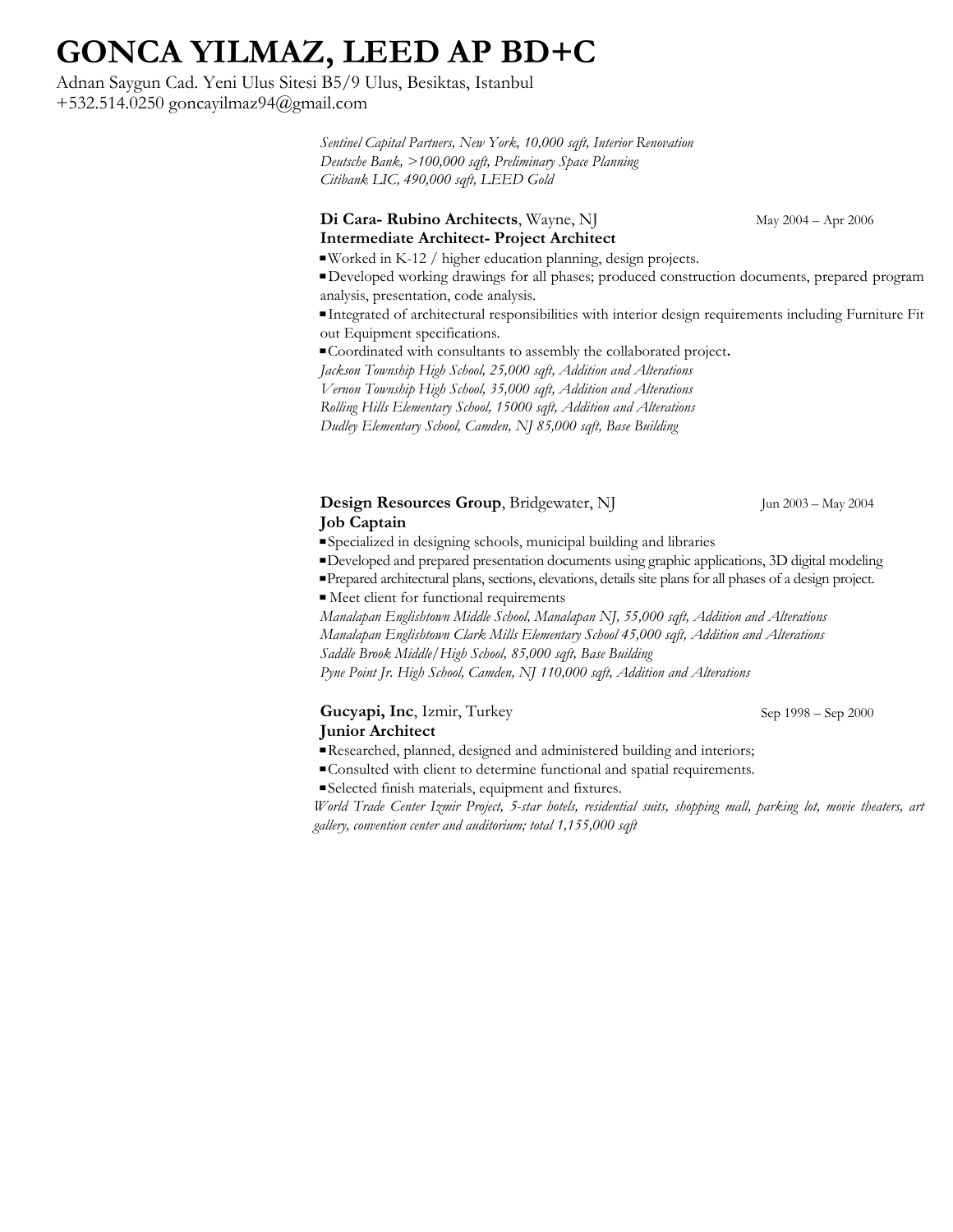# GONCA YILMAZ, LEED AP BD+C

Adnan Saygun Cad. Yeni Ulus Sitesi B5/9 Ulus, Besiktas, Istanbul
+532.514.0250 goncayilmaz94@gmail.com

*Sentinel Capital Partners, New York, 10,000 sqft, Interior Renovation*
*Deutsche Bank, >100,000 sqft, Preliminary Space Planning*
*Citibank LIC, 490,000 sqft, LEED Gold*

**Di Cara- Rubino Architects**, Wayne, NJ — May 2004 – Apr 2006
**Intermediate Architect- Project Architect**

- Worked in K-12 / higher education planning, design projects.
- Developed working drawings for all phases; produced construction documents, prepared program analysis, presentation, code analysis.
- Integrated of architectural responsibilities with interior design requirements including Furniture Fit out Equipment specifications.
- Coordinated with consultants to assembly the collaborated project**.**

*Jackson Township High School, 25,000 sqft, Addition and Alterations*
*Vernon Township High School, 35,000 sqft, Addition and Alterations*
*Rolling Hills Elementary School, 15000 sqft, Addition and Alterations*
*Dudley Elementary School, Camden, NJ 85,000 sqft, Base Building*

**Design Resources Group**, Bridgewater, NJ — Jun 2003 – May 2004
**Job Captain**

- Specialized in designing schools, municipal building and libraries
- Developed and prepared presentation documents using graphic applications, 3D digital modeling
- Prepared architectural plans, sections, elevations, details site plans for all phases of a design project.
- Meet client for functional requirements

*Manalapan Englishtown Middle School, Manalapan NJ, 55,000 sqft, Addition and Alterations*
*Manalapan Englishtown Clark Mills Elementary School 45,000 sqft, Addition and Alterations*
*Saddle Brook Middle/High School, 85,000 sqft, Base Building*
*Pyne Point Jr. High School, Camden, NJ 110,000 sqft, Addition and Alterations*

**Gucyapi, Inc**, Izmir, Turkey — Sep 1998 – Sep 2000
**Junior Architect**

- Researched, planned, designed and administered building and interiors;
- Consulted with client to determine functional and spatial requirements.
- Selected finish materials, equipment and fixtures.

*World Trade Center Izmir Project, 5-star hotels, residential suits, shopping mall, parking lot, movie theaters, art gallery, convention center and auditorium; total 1,155,000 sqft*